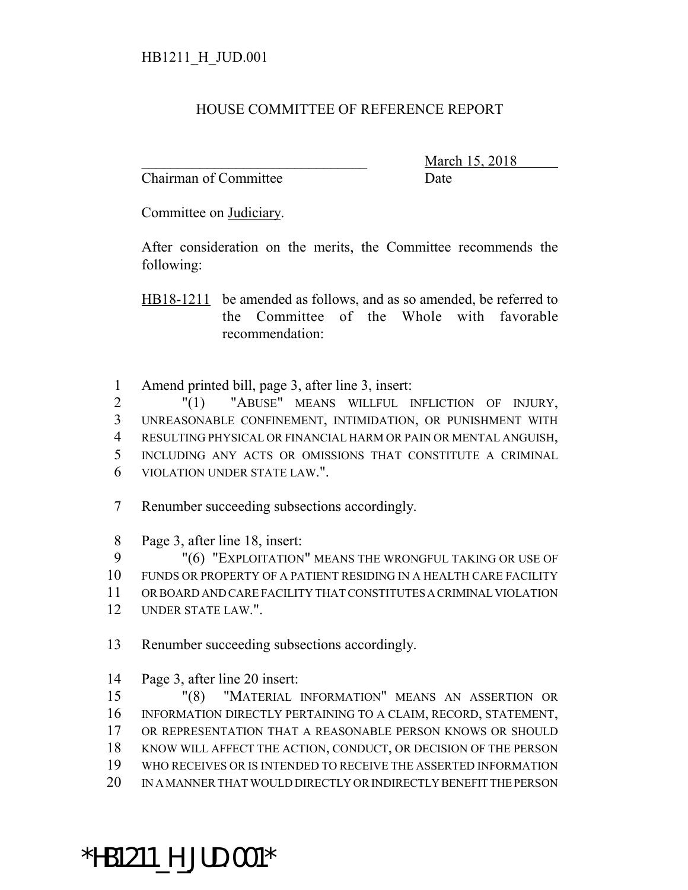HB1211_H_JUD.001

HOUSE COMMITTEE OF REFERENCE REPORT

_______________________________ March 15, 2018
Chairman of Committee Date

Committee on Judiciary.

After consideration on the merits, the Committee recommends the following:

HB18-1211 be amended as follows, and as so amended, be referred to the Committee of the Whole with favorable recommendation:

1 Amend printed bill, page 3, after line 3, insert:
2 "(1) "ABUSE" MEANS WILLFUL INFLICTION OF INJURY,
3 UNREASONABLE CONFINEMENT, INTIMIDATION, OR PUNISHMENT WITH
4 RESULTING PHYSICAL OR FINANCIAL HARM OR PAIN OR MENTAL ANGUISH,
5 INCLUDING ANY ACTS OR OMISSIONS THAT CONSTITUTE A CRIMINAL
6 VIOLATION UNDER STATE LAW.".

7 Renumber succeeding subsections accordingly.

8 Page 3, after line 18, insert:
9 "(6) "EXPLOITATION" MEANS THE WRONGFUL TAKING OR USE OF
10 FUNDS OR PROPERTY OF A PATIENT RESIDING IN A HEALTH CARE FACILITY
11 OR BOARD AND CARE FACILITY THAT CONSTITUTES A CRIMINAL VIOLATION
12 UNDER STATE LAW.".

13 Renumber succeeding subsections accordingly.

14 Page 3, after line 20 insert:
15 "(8) "MATERIAL INFORMATION" MEANS AN ASSERTION OR
16 INFORMATION DIRECTLY PERTAINING TO A CLAIM, RECORD, STATEMENT,
17 OR REPRESENTATION THAT A REASONABLE PERSON KNOWS OR SHOULD
18 KNOW WILL AFFECT THE ACTION, CONDUCT, OR DECISION OF THE PERSON
19 WHO RECEIVES OR IS INTENDED TO RECEIVE THE ASSERTED INFORMATION
20 IN A MANNER THAT WOULD DIRECTLY OR INDIRECTLY BENEFIT THE PERSON

*HB1211_H_JUD.001*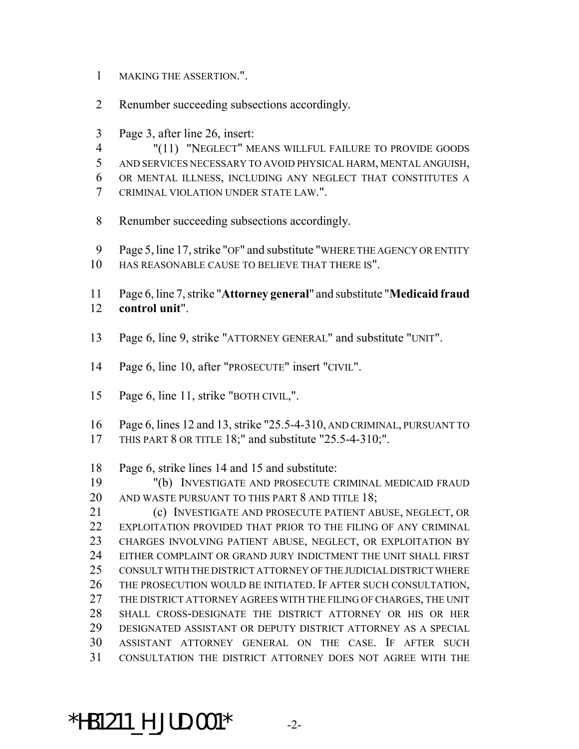MAKING THE ASSERTION.".

Renumber succeeding subsections accordingly.

Page 3, after line 26, insert:

"(11) "NEGLECT" MEANS WILLFUL FAILURE TO PROVIDE GOODS AND SERVICES NECESSARY TO AVOID PHYSICAL HARM, MENTAL ANGUISH, OR MENTAL ILLNESS, INCLUDING ANY NEGLECT THAT CONSTITUTES A CRIMINAL VIOLATION UNDER STATE LAW.".

Renumber succeeding subsections accordingly.

Page 5, line 17, strike "OF" and substitute "WHERE THE AGENCY OR ENTITY HAS REASONABLE CAUSE TO BELIEVE THAT THERE IS".

Page 6, line 7, strike "**Attorney general**" and substitute "**Medicaid fraud control unit**".

Page 6, line 9, strike "ATTORNEY GENERAL" and substitute "UNIT".

Page 6, line 10, after "PROSECUTE" insert "CIVIL".

Page 6, line 11, strike "BOTH CIVIL,".

Page 6, lines 12 and 13, strike "25.5-4-310, AND CRIMINAL, PURSUANT TO THIS PART 8 OR TITLE 18;" and substitute "25.5-4-310;".

Page 6, strike lines 14 and 15 and substitute:

"(b) INVESTIGATE AND PROSECUTE CRIMINAL MEDICAID FRAUD AND WASTE PURSUANT TO THIS PART 8 AND TITLE 18;

(c) INVESTIGATE AND PROSECUTE PATIENT ABUSE, NEGLECT, OR EXPLOITATION PROVIDED THAT PRIOR TO THE FILING OF ANY CRIMINAL CHARGES INVOLVING PATIENT ABUSE, NEGLECT, OR EXPLOITATION BY EITHER COMPLAINT OR GRAND JURY INDICTMENT THE UNIT SHALL FIRST CONSULT WITH THE DISTRICT ATTORNEY OF THE JUDICIAL DISTRICT WHERE THE PROSECUTION WOULD BE INITIATED. IF AFTER SUCH CONSULTATION, THE DISTRICT ATTORNEY AGREES WITH THE FILING OF CHARGES, THE UNIT SHALL CROSS-DESIGNATE THE DISTRICT ATTORNEY OR HIS OR HER DESIGNATED ASSISTANT OR DEPUTY DISTRICT ATTORNEY AS A SPECIAL ASSISTANT ATTORNEY GENERAL ON THE CASE. IF AFTER SUCH CONSULTATION THE DISTRICT ATTORNEY DOES NOT AGREE WITH THE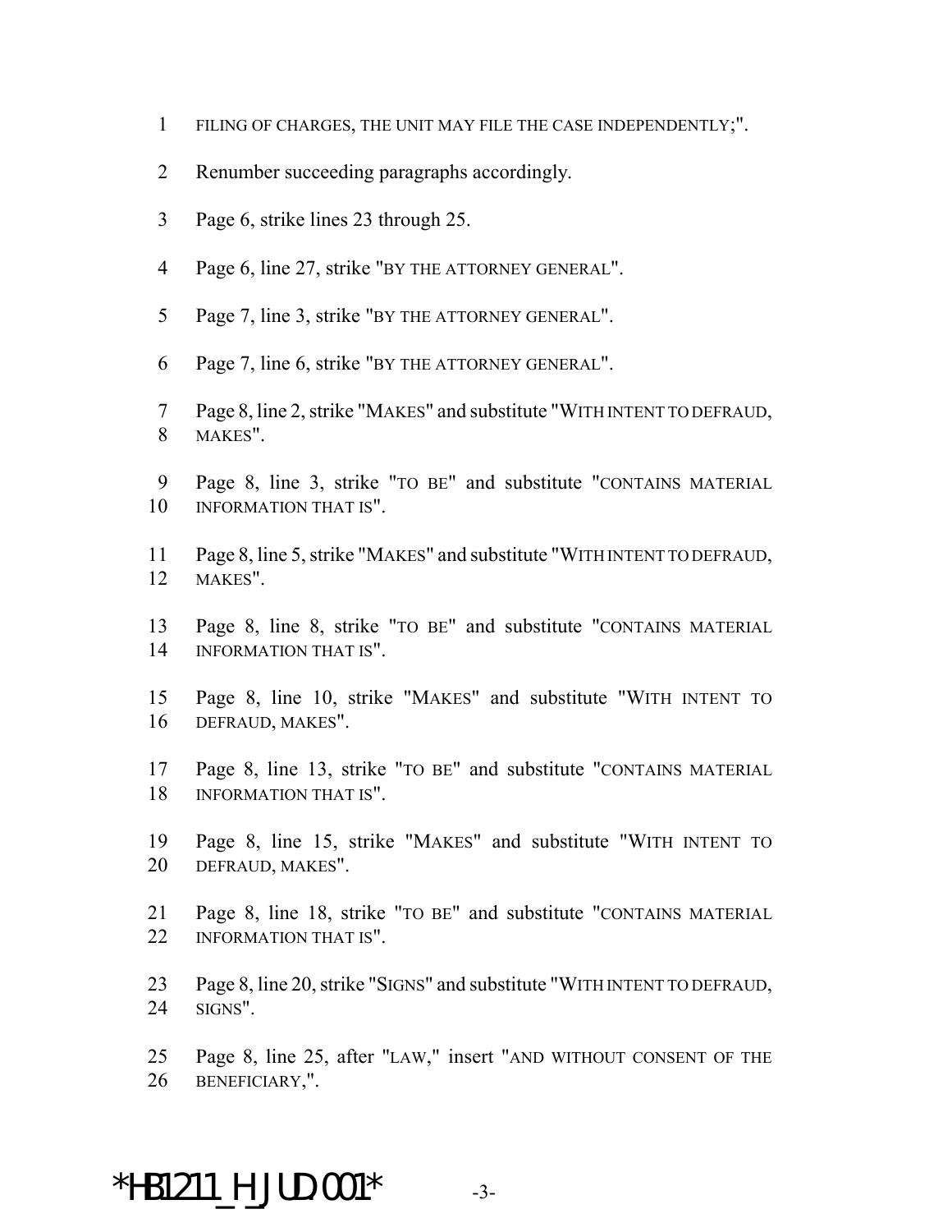FILING OF CHARGES, THE UNIT MAY FILE THE CASE INDEPENDENTLY;".

Renumber succeeding paragraphs accordingly.

Page 6, strike lines 23 through 25.

Page 6, line 27, strike "BY THE ATTORNEY GENERAL".

Page 7, line 3, strike "BY THE ATTORNEY GENERAL".

Page 7, line 6, strike "BY THE ATTORNEY GENERAL".

Page 8, line 2, strike "MAKES" and substitute "WITH INTENT TO DEFRAUD, MAKES".

Page 8, line 3, strike "TO BE" and substitute "CONTAINS MATERIAL INFORMATION THAT IS".

Page 8, line 5, strike "MAKES" and substitute "WITH INTENT TO DEFRAUD, MAKES".

Page 8, line 8, strike "TO BE" and substitute "CONTAINS MATERIAL INFORMATION THAT IS".

Page 8, line 10, strike "MAKES" and substitute "WITH INTENT TO DEFRAUD, MAKES".

Page 8, line 13, strike "TO BE" and substitute "CONTAINS MATERIAL INFORMATION THAT IS".

Page 8, line 15, strike "MAKES" and substitute "WITH INTENT TO DEFRAUD, MAKES".

Page 8, line 18, strike "TO BE" and substitute "CONTAINS MATERIAL INFORMATION THAT IS".

Page 8, line 20, strike "SIGNS" and substitute "WITH INTENT TO DEFRAUD, SIGNS".

Page 8, line 25, after "LAW," insert "AND WITHOUT CONSENT OF THE BENEFICIARY,".

*HB1211_H_JUD.001*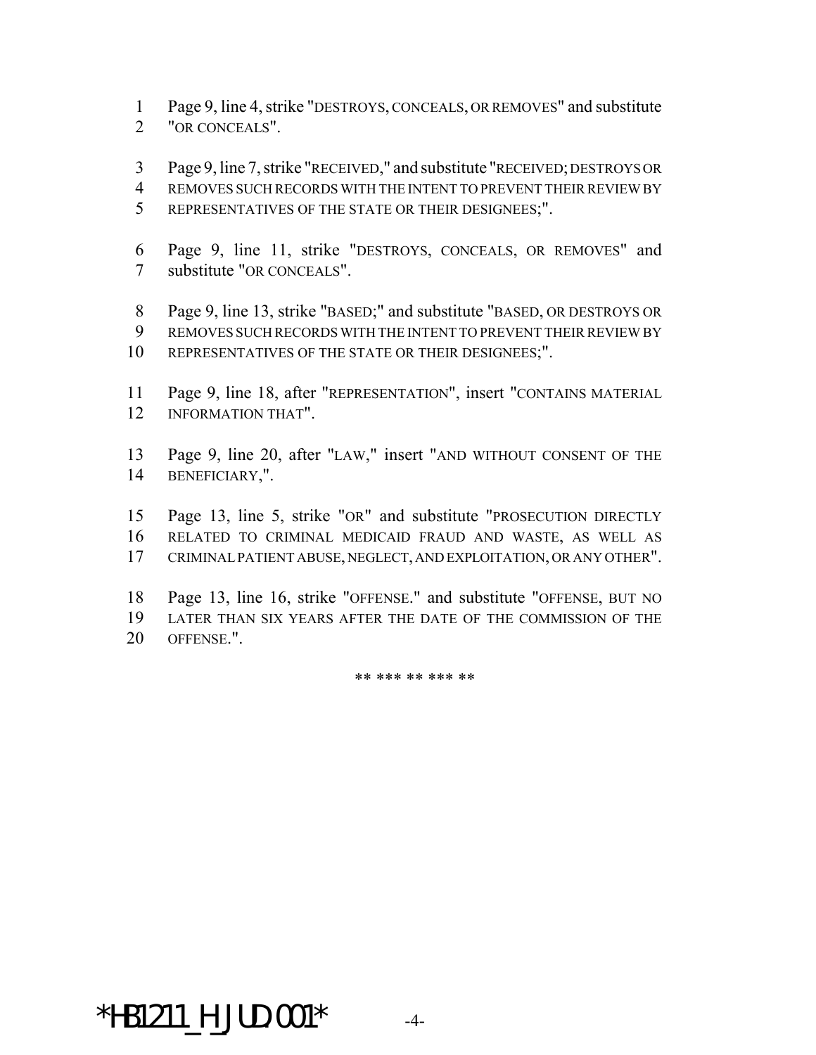Page 9, line 4, strike "DESTROYS, CONCEALS, OR REMOVES" and substitute "OR CONCEALS".

Page 9, line 7, strike "RECEIVED," and substitute "RECEIVED; DESTROYS OR REMOVES SUCH RECORDS WITH THE INTENT TO PREVENT THEIR REVIEW BY REPRESENTATIVES OF THE STATE OR THEIR DESIGNEES;".

Page 9, line 11, strike "DESTROYS, CONCEALS, OR REMOVES" and substitute "OR CONCEALS".

Page 9, line 13, strike "BASED;" and substitute "BASED, OR DESTROYS OR REMOVES SUCH RECORDS WITH THE INTENT TO PREVENT THEIR REVIEW BY REPRESENTATIVES OF THE STATE OR THEIR DESIGNEES;".

Page 9, line 18, after "REPRESENTATION", insert "CONTAINS MATERIAL INFORMATION THAT".

Page 9, line 20, after "LAW," insert "AND WITHOUT CONSENT OF THE BENEFICIARY,".

Page 13, line 5, strike "OR" and substitute "PROSECUTION DIRECTLY RELATED TO CRIMINAL MEDICAID FRAUD AND WASTE, AS WELL AS CRIMINAL PATIENT ABUSE, NEGLECT, AND EXPLOITATION, OR ANY OTHER".

Page 13, line 16, strike "OFFENSE." and substitute "OFFENSE, BUT NO LATER THAN SIX YEARS AFTER THE DATE OF THE COMMISSION OF THE OFFENSE.".

** *** ** *** **

*HB1211_H_JUD.001*